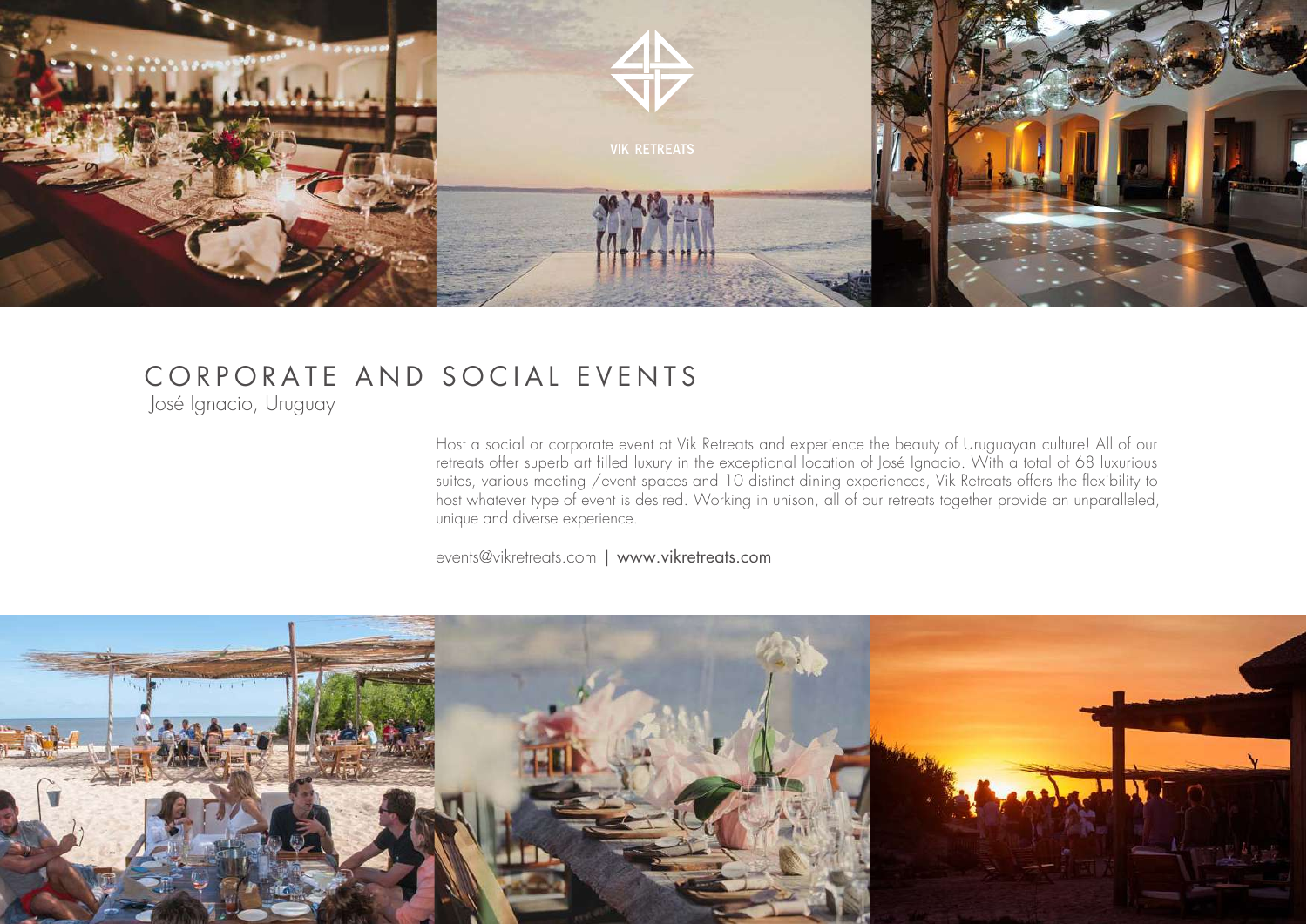VIK RETREATS

# CORPORATE AND SOCIAL EVENTS

José Ignacio, Uruguay

Host a social or corporate event at Vik Retreats and experience the beauty of Uruguayan culture! All of our retreats offer superb art filled luxury in the exceptional location of José Ignacio. With a total of 68 luxurious suites, various meeting /event spaces and 10 distinct dining experiences, Vik Retreats offers the flexibility to host whatever type of event is desired. Working in unison, all of our retreats together provide an unparalleled, unique and diverse experience.

events@vikretreats.com | www.vikretreats.com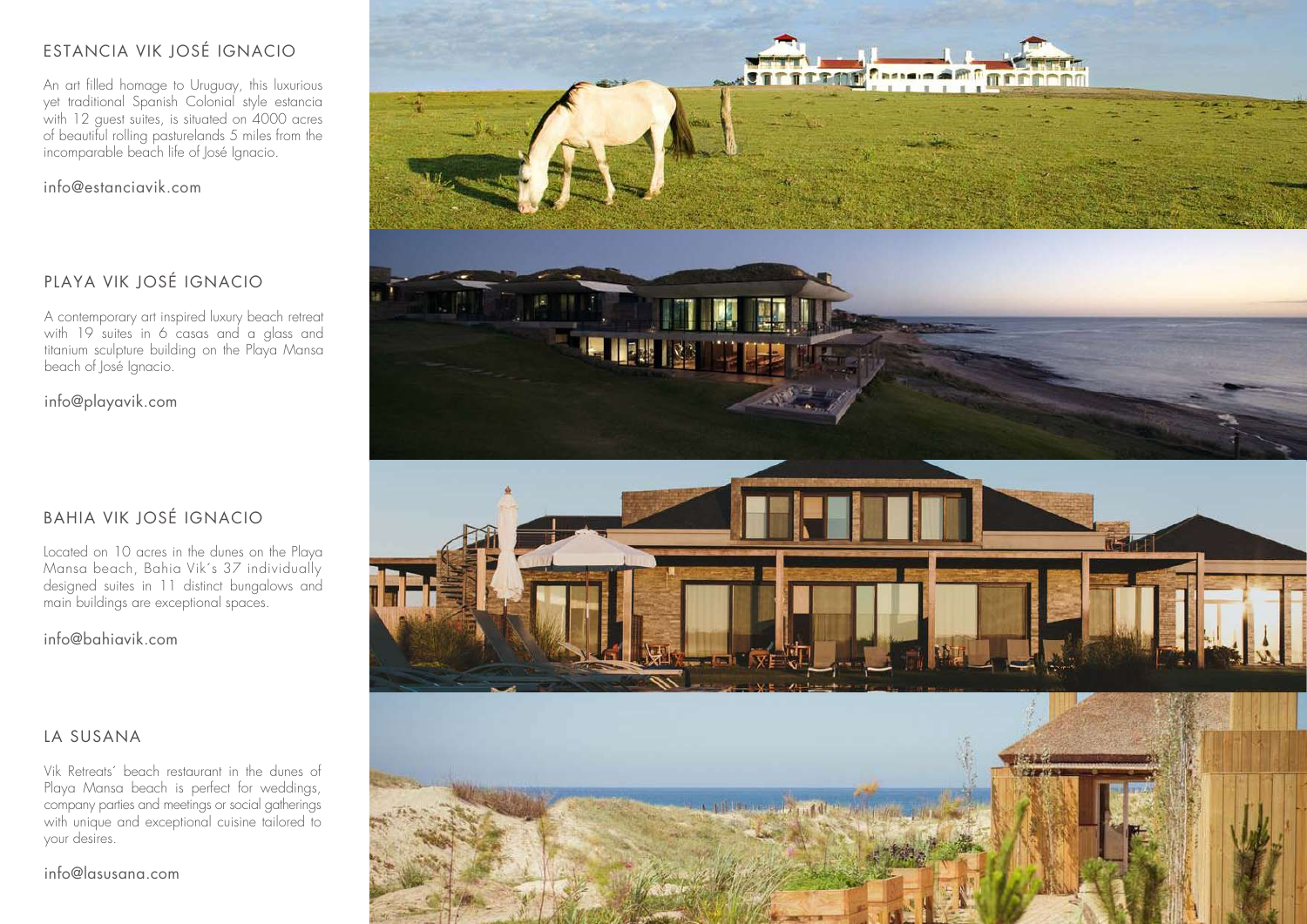## ESTANCIA VIK JOSÉ IGNACIO

An art filled homage to Uruguay, this luxurious yet traditional Spanish Colonial style estancia with 12 guest suites, is situated on 4000 acres of beautiful rolling pasturelands 5 miles from the incomparable beach life of José Ignacio.

info@estanciavik.com

## PLAYA VIK JOSÉ IGNACIO

A contemporary art inspired luxury beach retreat with 19 suites in 6 casas and a glass and titanium sculpture building on the Playa Mansa beach of José Ignacio.

info@playavik.com

## BAHIA VIK JOSÉ IGNACIO

Located on 10 acres in the dunes on the Playa Mansa beach, Bahia Vik´s 37 individually designed suites in 11 distinct bungalows and main buildings are exceptional spaces.

info@bahiavik.com

## LA SUSANA

Vik Retreats´ beach restaurant in the dunes of Playa Mansa beach is perfect for weddings, company parties and meetings or social gatherings with unique and exceptional cuisine tailored to your desires.

info@lasusana.com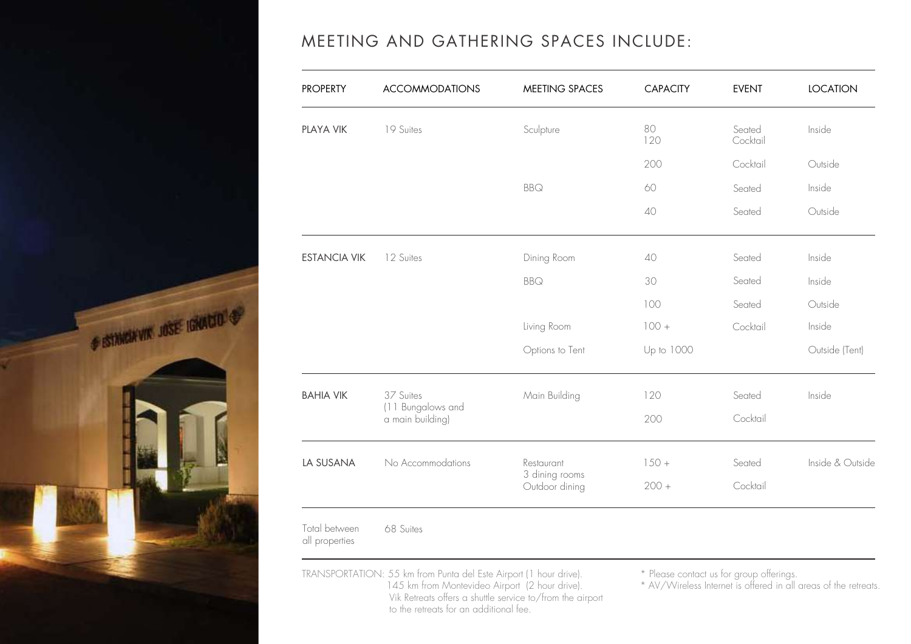# MEETING AND GATHERING SPACES INCLUDE:

| PROPERTY | ACCOMMODATIONS | MEETING SPACES | CAPACITY | EVENT | LOCATION |
|---|---|---|---|---|---|
| PLAYA VIK | 19 Suites | Sculpture | 80<br>120 | Seated<br>Cocktail | Inside |
| | | | 200 | Cocktail | Outside |
| | | BBQ | 60 | Seated | Inside |
| | | | 40 | Seated | Outside |
| ESTANCIA VIK | 12 Suites | Dining Room | 40 | Seated | Inside |
| | | BBQ | 30 | Seated | Inside |
| | | | 100 | Seated | Outside |
| | | Living Room | 100 + | Cocktail | Inside |
| | | Options to Tent | Up to 1000 | | Outside (Tent) |
| BAHIA VIK | 37 Suites (11 Bungalows and a main building) | Main Building | 120 | Seated | Inside |
| | | | 200 | Cocktail | |
| LA SUSANA | No Accommodations | Restaurant<br>3 dining rooms<br>Outdoor dining | 150 + | Seated | Inside & Outside |
| | | | 200 + | Cocktail | |
| Total between all properties | 68 Suites | | | | |

TRANSPORTATION: 55 km from Punta del Este Airport (1 hour drive).
145 km from Montevideo Airport (2 hour drive).
Vik Retreats offers a shuttle service to/from the airport to the retreats for an additional fee.

* Please contact us for group offerings.
* AV/Wireless Internet is offered in all areas of the retreats.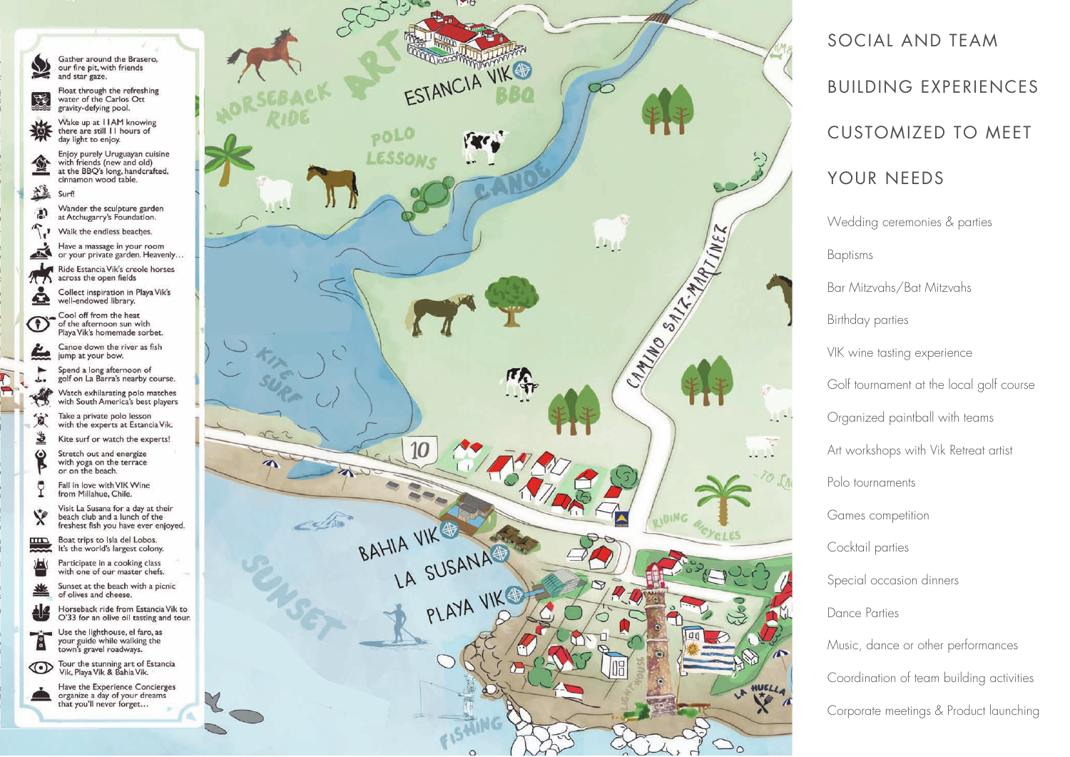Gather around the Brasero, our fire pit, with friends and star gaze.

Float through the refreshing water of the Carlos Ott gravity-defying pool.

Wake up at 11AM knowing there are still 11 hours of day light to enjoy.

Enjoy purely Uruguayan cuisine with friends (new and old) at the BBQ's long, handcrafted, cinnamon wood table.

Surf!

Wander the sculpture garden at Atchugarry's Foundation.

Walk the endless beaches.

Have a massage in your room or your private garden. Heavenly…

Ride Estancia Vik's creole horses across the open fields

Collect inspiration in Playa Vik's well-endowed library.

Cool off from the heat of the afternoon sun with Playa Vik's homemade sorbet.

Canoe down the river as fish jump at your bow.

Spend a long afternoon of golf on La Barra's nearby course.

Watch exhilarating polo matches with South America's best players

Take a private polo lesson with the experts at Estancia Vik.

Kite surf or watch the experts!

Stretch out and energize with yoga on the terrace or on the beach.

Fall in love with VIK Wine from Millahue, Chile.

Visit La Susana for a day at their beach club and a lunch of the freshest fish you have ever enjoyed.

Boat trips to Isla del Lobos. It's the world's largest colony.

Participate in a cooking class with one of our master chefs.

Sunset at the beach with a picnic of olives and cheese.

Horseback ride from Estancia Vik to O'33 for an olive oil tasting and tour.

Use the lighthouse, el faro, as your guide while walking the town's gravel roadways.

Tour the stunning art of Estancia Vik, Playa Vik & Bahia Vik.

Have the Experience Concierges organize a day of your dreams that you'll never forget…

# SOCIAL AND TEAM BUILDING EXPERIENCES CUSTOMIZED TO MEET YOUR NEEDS

- Wedding ceremonies & parties
- Baptisms
- Bar Mitzvahs/Bat Mitzvahs
- Birthday parties
- VIK wine tasting experience
- Golf tournament at the local golf course
- Organized paintball with teams
- Art workshops with Vik Retreat artist
- Polo tournaments
- Games competition
- Cocktail parties
- Special occasion dinners
- Dance Parties
- Music, dance or other performances
- Coordination of team building activities
- Corporate meetings & Product launching